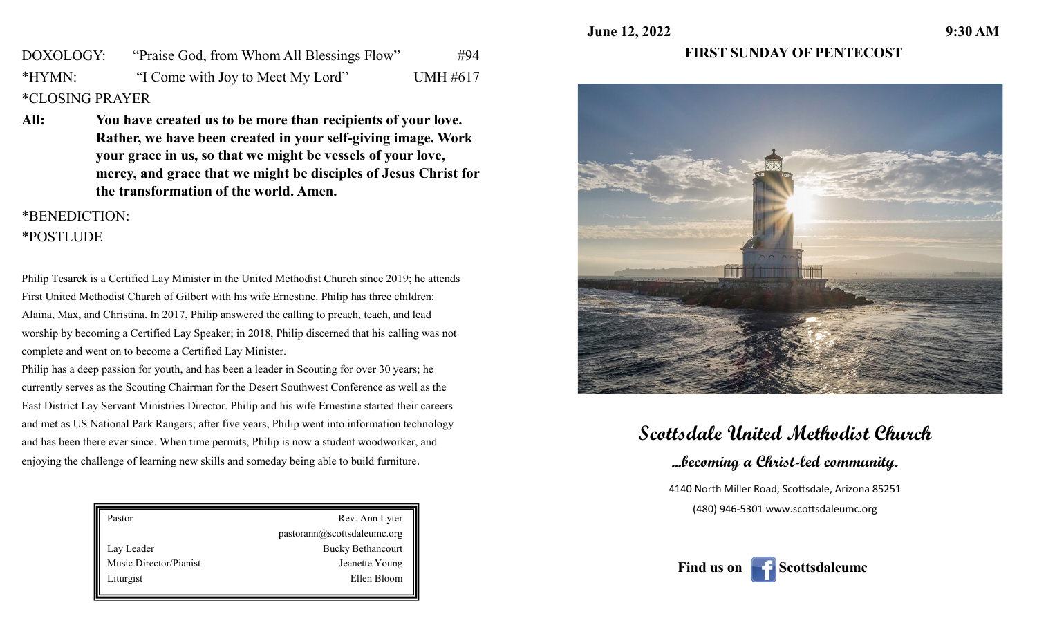DOXOLOGY: "Praise God, from Whom All Blessings Flow" #94

*HYMN: "I Come with Joy to Meet My Lord" UMH #617

*CLOSING PRAYER

**All:** **You have created us to be more than recipients of your love. Rather, we have been created in your self-giving image. Work your grace in us, so that we might be vessels of your love, mercy, and grace that we might be disciples of Jesus Christ for the transformation of the world. Amen.**

*BENEDICTION:

*POSTLUDE

Philip Tesarek is a Certified Lay Minister in the United Methodist Church since 2019; he attends First United Methodist Church of Gilbert with his wife Ernestine. Philip has three children: Alaina, Max, and Christina. In 2017, Philip answered the calling to preach, teach, and lead worship by becoming a Certified Lay Speaker; in 2018, Philip discerned that his calling was not complete and went on to become a Certified Lay Minister.

Philip has a deep passion for youth, and has been a leader in Scouting for over 30 years; he currently serves as the Scouting Chairman for the Desert Southwest Conference as well as the East District Lay Servant Ministries Director. Philip and his wife Ernestine started their careers and met as US National Park Rangers; after five years, Philip went into information technology and has been there ever since. When time permits, Philip is now a student woodworker, and enjoying the challenge of learning new skills and someday being able to build furniture.

| | |
|---|---|
| Pastor | Rev. Ann Lyter |
| | pastorann@scottsdaleumc.org |
| Lay Leader | Bucky Bethancourt |
| Music Director/Pianist | Jeanette Young |
| Liturgist | Ellen Bloom |

**June 12, 2022** **9:30 AM**

**FIRST SUNDAY OF PENTECOST**

# Scottsdale United Methodist Church

## ...becoming a Christ-led community.

4140 North Miller Road, Scottsdale, Arizona 85251

(480) 946-5301 www.scottsdaleumc.org

**Find us on Facebook Scottsdaleumc**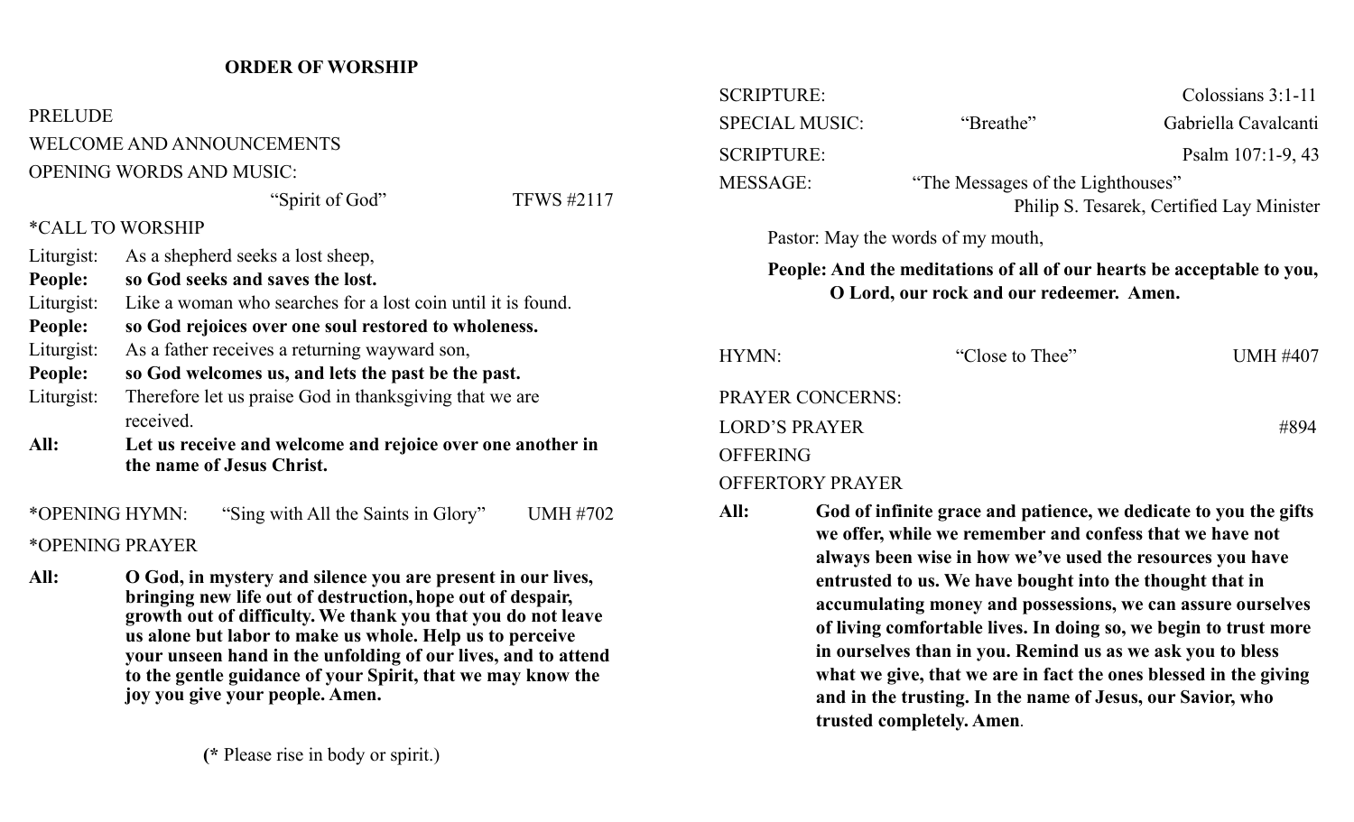## ORDER OF WORSHIP

PRELUDE

WELCOME AND ANNOUNCEMENTS

OPENING WORDS AND MUSIC:

"Spirit of God" TFWS #2117

*CALL TO WORSHIP

Liturgist: As a shepherd seeks a lost sheep,

**People: so God seeks and saves the lost.**

Liturgist: Like a woman who searches for a lost coin until it is found.

**People: so God rejoices over one soul restored to wholeness.**

Liturgist: As a father receives a returning wayward son,

**People: so God welcomes us, and lets the past be the past.**

Liturgist: Therefore let us praise God in thanksgiving that we are received.

**All: Let us receive and welcome and rejoice over one another in the name of Jesus Christ.**

*OPENING HYMN: "Sing with All the Saints in Glory" UMH #702

*OPENING PRAYER

**All: O God, in mystery and silence you are present in our lives, bringing new life out of destruction, hope out of despair, growth out of difficulty. We thank you that you do not leave us alone but labor to make us whole. Help us to perceive your unseen hand in the unfolding of our lives, and to attend to the gentle guidance of your Spirit, that we may know the joy you give your people. Amen.**

(* Please rise in body or spirit.)

SCRIPTURE: Colossians 3:1-11

SPECIAL MUSIC: "Breathe" Gabriella Cavalcanti

SCRIPTURE: Psalm 107:1-9, 43

MESSAGE: "The Messages of the Lighthouses"
Philip S. Tesarek, Certified Lay Minister

Pastor: May the words of my mouth,

**People: And the meditations of all of our hearts be acceptable to you, O Lord, our rock and our redeemer. Amen.**

HYMN: "Close to Thee" UMH #407

PRAYER CONCERNS:

LORD'S PRAYER #894

OFFERING

OFFERTORY PRAYER

**All: God of infinite grace and patience, we dedicate to you the gifts we offer, while we remember and confess that we have not always been wise in how we've used the resources you have entrusted to us. We have bought into the thought that in accumulating money and possessions, we can assure ourselves of living comfortable lives. In doing so, we begin to trust more in ourselves than in you. Remind us as we ask you to bless what we give, that we are in fact the ones blessed in the giving and in the trusting. In the name of Jesus, our Savior, who trusted completely. Amen.**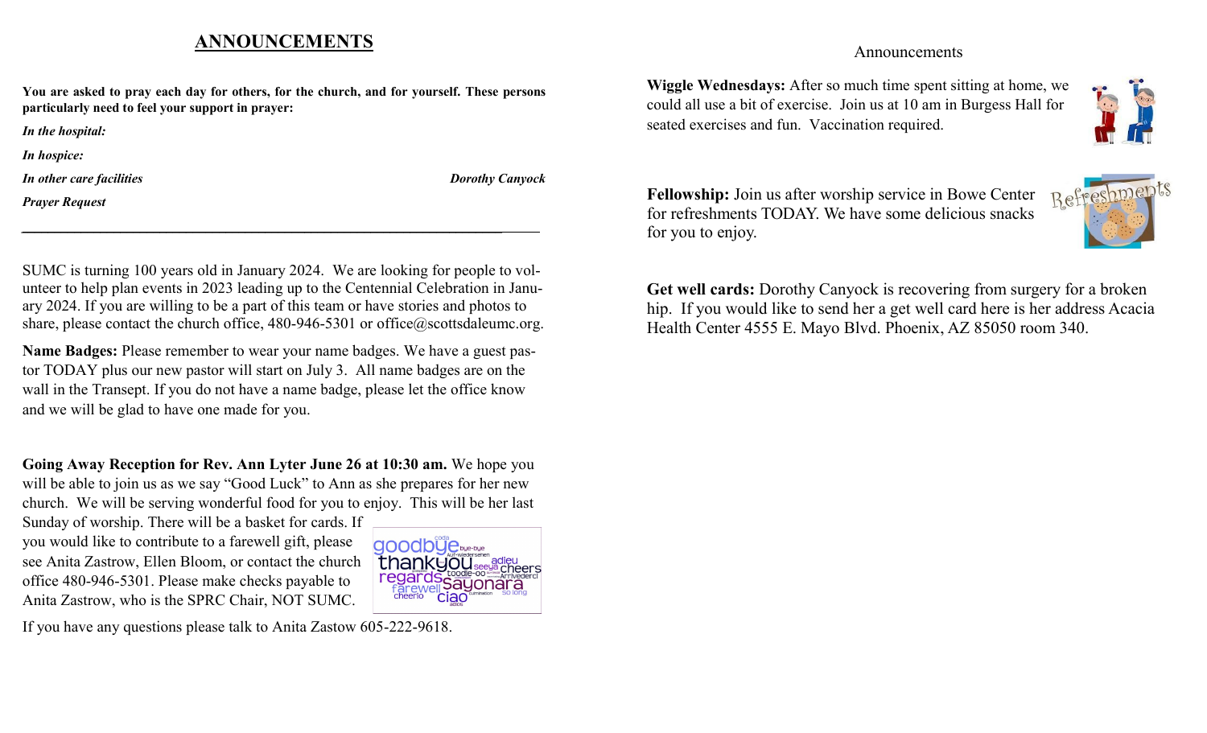# ANNOUNCEMENTS

**You are asked to pray each day for others, for the church, and for yourself. These persons particularly need to feel your support in prayer:**

***In the hospital:***

***In hospice:***

***In other care facilities*** ***Dorothy Canyock***

***Prayer Request***

---

SUMC is turning 100 years old in January 2024. We are looking for people to volunteer to help plan events in 2023 leading up to the Centennial Celebration in January 2024. If you are willing to be a part of this team or have stories and photos to share, please contact the church office, 480-946-5301 or office@scottsdaleumc.org.

**Name Badges:** Please remember to wear your name badges. We have a guest pastor TODAY plus our new pastor will start on July 3. All name badges are on the wall in the Transept. If you do not have a name badge, please let the office know and we will be glad to have one made for you.

**Going Away Reception for Rev. Ann Lyter June 26 at 10:30 am.** We hope you will be able to join us as we say "Good Luck" to Ann as she prepares for her new church. We will be serving wonderful food for you to enjoy. This will be her last Sunday of worship. There will be a basket for cards. If you would like to contribute to a farewell gift, please see Anita Zastrow, Ellen Bloom, or contact the church office 480-946-5301. Please make checks payable to Anita Zastrow, who is the SPRC Chair, NOT SUMC.

If you have any questions please talk to Anita Zastow 605-222-9618.

## Announcements

**Wiggle Wednesdays:** After so much time spent sitting at home, we could all use a bit of exercise. Join us at 10 am in Burgess Hall for seated exercises and fun. Vaccination required.

**Fellowship:** Join us after worship service in Bowe Center for refreshments TODAY. We have some delicious snacks for you to enjoy.

**Get well cards:** Dorothy Canyock is recovering from surgery for a broken hip. If you would like to send her a get well card here is her address Acacia Health Center 4555 E. Mayo Blvd. Phoenix, AZ 85050 room 340.